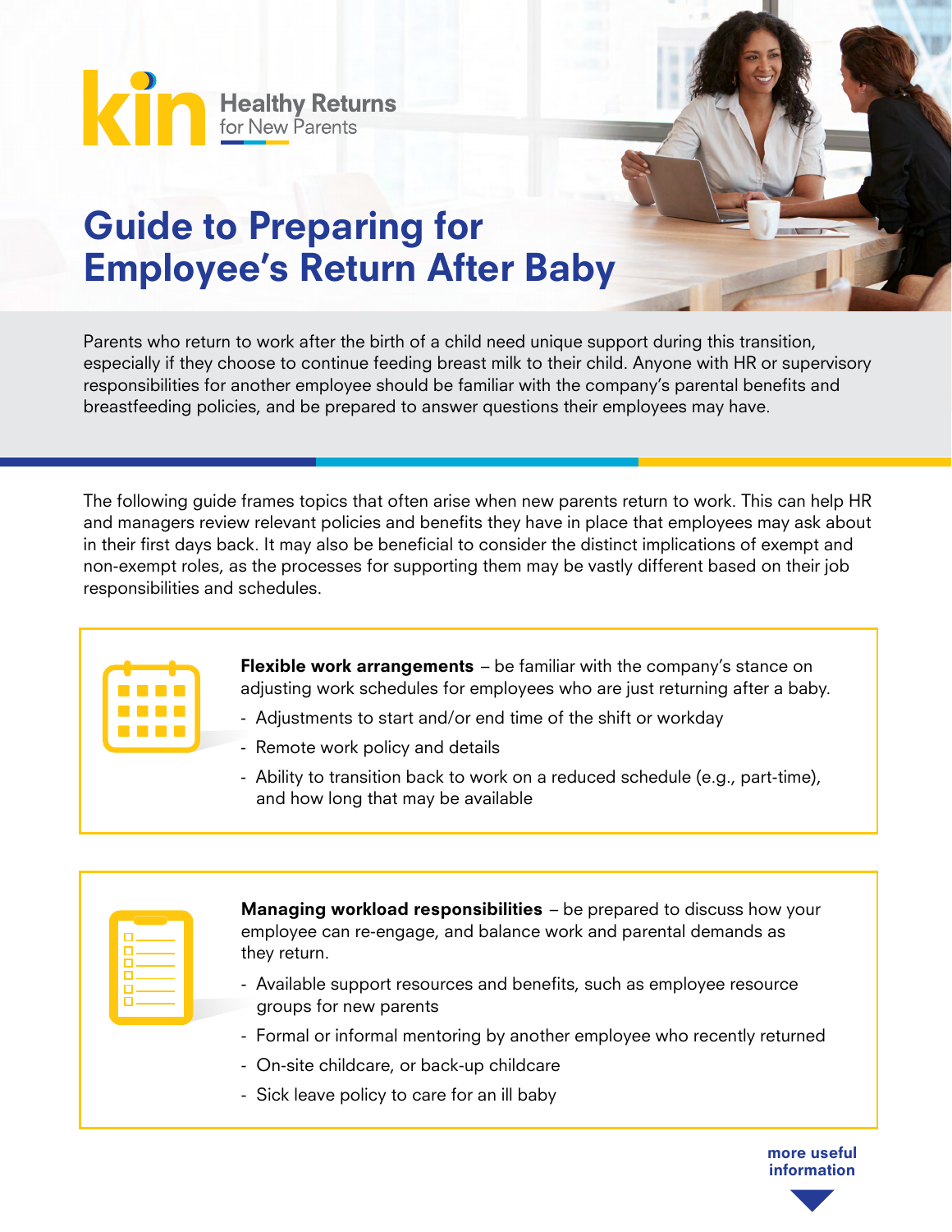kin Healthy Returns for New Parents

# Guide to Preparing for Employee's Return After Baby

Parents who return to work after the birth of a child need unique support during this transition, especially if they choose to continue feeding breast milk to their child. Anyone with HR or supervisory responsibilities for another employee should be familiar with the company's parental benefits and breastfeeding policies, and be prepared to answer questions their employees may have.

The following guide frames topics that often arise when new parents return to work. This can help HR and managers review relevant policies and benefits they have in place that employees may ask about in their first days back. It may also be beneficial to consider the distinct implications of exempt and non-exempt roles, as the processes for supporting them may be vastly different based on their job responsibilities and schedules.

**Flexible work arrangements** – be familiar with the company's stance on adjusting work schedules for employees who are just returning after a baby.

- Adjustments to start and/or end time of the shift or workday
- Remote work policy and details
- Ability to transition back to work on a reduced schedule (e.g., part-time), and how long that may be available

**Managing workload responsibilities** – be prepared to discuss how your employee can re-engage, and balance work and parental demands as they return.

- Available support resources and benefits, such as employee resource groups for new parents
- Formal or informal mentoring by another employee who recently returned
- On-site childcare, or back-up childcare
- Sick leave policy to care for an ill baby

more useful information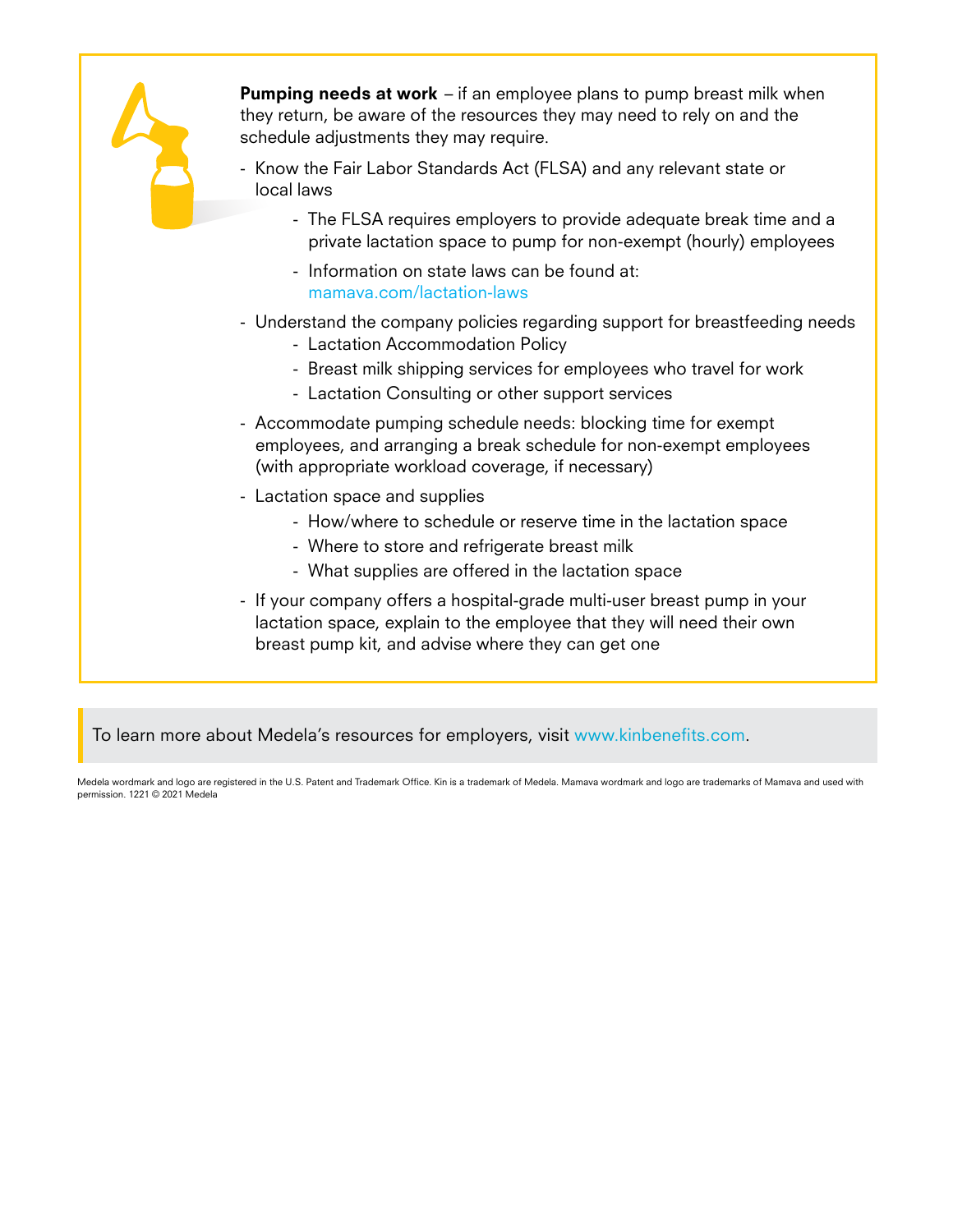**Pumping needs at work** – if an employee plans to pump breast milk when they return, be aware of the resources they may need to rely on and the schedule adjustments they may require.

- Know the Fair Labor Standards Act (FLSA) and any relevant state or local laws
    - The FLSA requires employers to provide adequate break time and a private lactation space to pump for non-exempt (hourly) employees
    - Information on state laws can be found at: mamava.com/lactation-laws
- Understand the company policies regarding support for breastfeeding needs
    - Lactation Accommodation Policy
    - Breast milk shipping services for employees who travel for work
    - Lactation Consulting or other support services
- Accommodate pumping schedule needs: blocking time for exempt employees, and arranging a break schedule for non-exempt employees (with appropriate workload coverage, if necessary)
- Lactation space and supplies
    - How/where to schedule or reserve time in the lactation space
    - Where to store and refrigerate breast milk
    - What supplies are offered in the lactation space
- If your company offers a hospital-grade multi-user breast pump in your lactation space, explain to the employee that they will need their own breast pump kit, and advise where they can get one

To learn more about Medela's resources for employers, visit www.kinbenefits.com.

Medela wordmark and logo are registered in the U.S. Patent and Trademark Office. Kin is a trademark of Medela. Mamava wordmark and logo are trademarks of Mamava and used with permission. 1221 © 2021 Medela